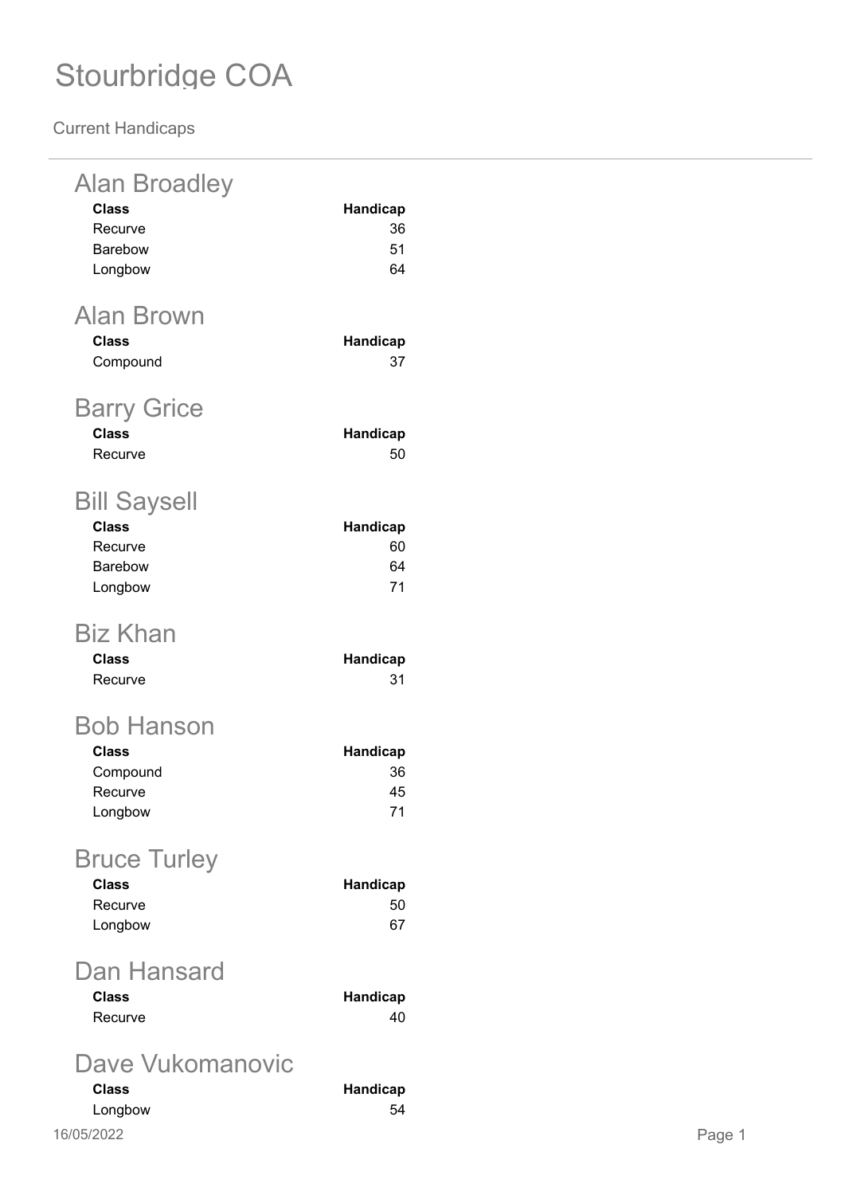# Stourbridge COA

Current Handicaps

## Alan Broadley

| Class | Handicap |
|---|---|
| Recurve | 36 |
| Barebow | 51 |
| Longbow | 64 |

## Alan Brown

| Class | Handicap |
|---|---|
| Compound | 37 |

## Barry Grice

| Class | Handicap |
|---|---|
| Recurve | 50 |

## Bill Saysell

| Class | Handicap |
|---|---|
| Recurve | 60 |
| Barebow | 64 |
| Longbow | 71 |

## Biz Khan

| Class | Handicap |
|---|---|
| Recurve | 31 |

## Bob Hanson

| Class | Handicap |
|---|---|
| Compound | 36 |
| Recurve | 45 |
| Longbow | 71 |

## Bruce Turley

| Class | Handicap |
|---|---|
| Recurve | 50 |
| Longbow | 67 |

## Dan Hansard

| Class | Handicap |
|---|---|
| Recurve | 40 |

## Dave Vukomanovic

| Class | Handicap |
|---|---|
| Longbow | 54 |

16/05/2022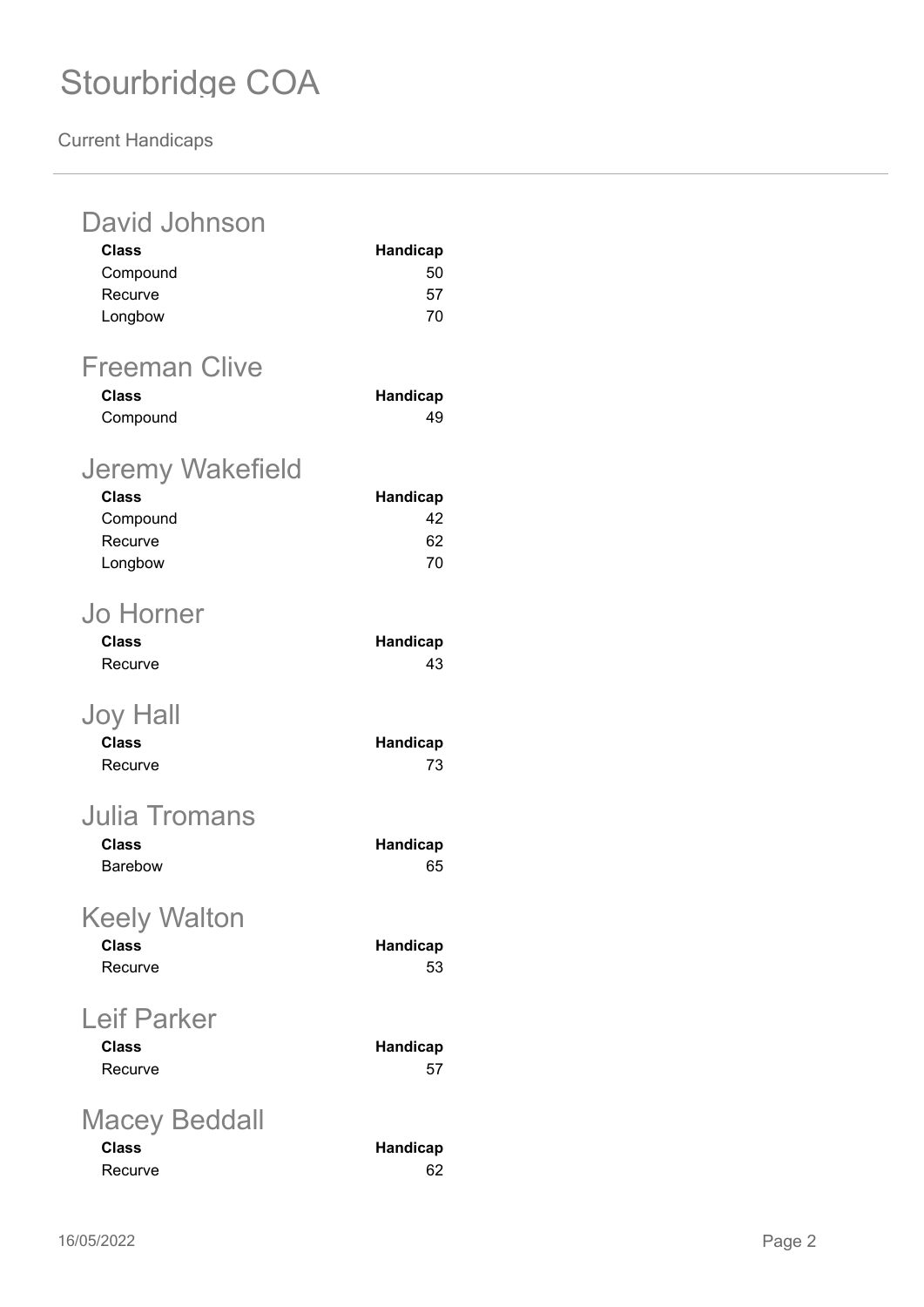# Stourbridge COA

Current Handicaps

## David Johnson

| Class | Handicap |
|---|---|
| Compound | 50 |
| Recurve | 57 |
| Longbow | 70 |

## Freeman Clive

| Class | Handicap |
|---|---|
| Compound | 49 |

## Jeremy Wakefield

| Class | Handicap |
|---|---|
| Compound | 42 |
| Recurve | 62 |
| Longbow | 70 |

## Jo Horner

| Class | Handicap |
|---|---|
| Recurve | 43 |

## Joy Hall

| Class | Handicap |
|---|---|
| Recurve | 73 |

## Julia Tromans

| Class | Handicap |
|---|---|
| Barebow | 65 |

## Keely Walton

| Class | Handicap |
|---|---|
| Recurve | 53 |

## Leif Parker

| Class | Handicap |
|---|---|
| Recurve | 57 |

## Macey Beddall

| Class | Handicap |
|---|---|
| Recurve | 62 |

16/05/2022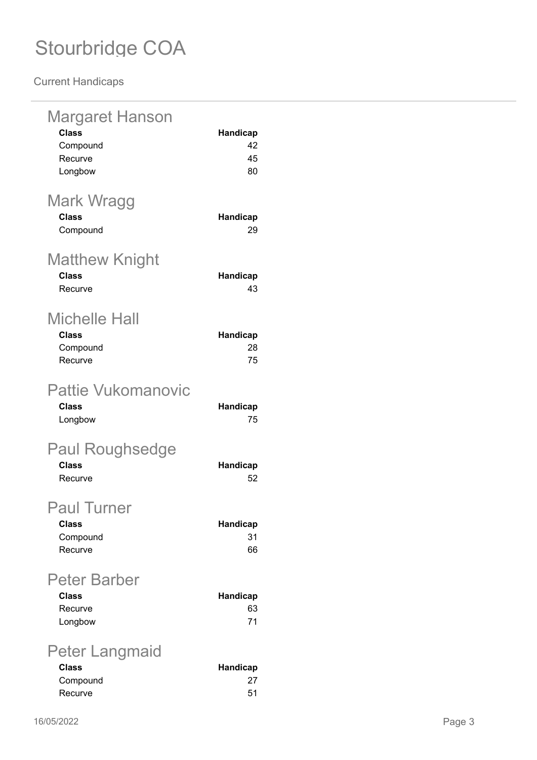# Stourbridge COA

Current Handicaps

## Margaret Hanson

| Class | Handicap |
| --- | --- |
| Compound | 42 |
| Recurve | 45 |
| Longbow | 80 |

## Mark Wragg

| Class | Handicap |
| --- | --- |
| Compound | 29 |

## Matthew Knight

| Class | Handicap |
| --- | --- |
| Recurve | 43 |

## Michelle Hall

| Class | Handicap |
| --- | --- |
| Compound | 28 |
| Recurve | 75 |

## Pattie Vukomanovic

| Class | Handicap |
| --- | --- |
| Longbow | 75 |

## Paul Roughsedge

| Class | Handicap |
| --- | --- |
| Recurve | 52 |

## Paul Turner

| Class | Handicap |
| --- | --- |
| Compound | 31 |
| Recurve | 66 |

## Peter Barber

| Class | Handicap |
| --- | --- |
| Recurve | 63 |
| Longbow | 71 |

## Peter Langmaid

| Class | Handicap |
| --- | --- |
| Compound | 27 |
| Recurve | 51 |

16/05/2022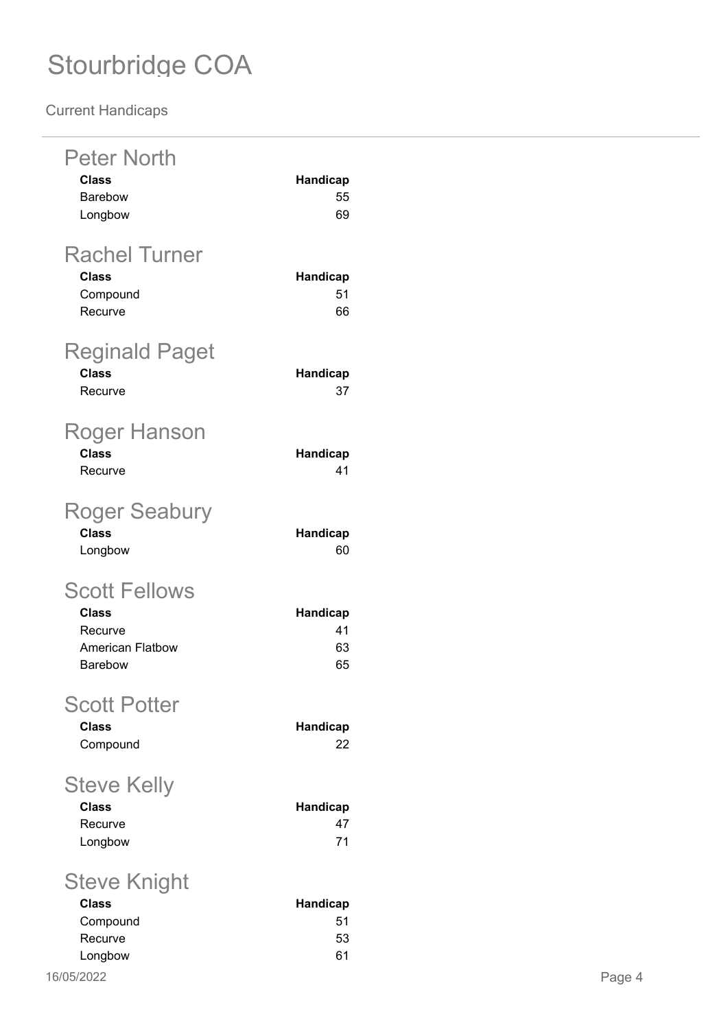# Stourbridge COA

Current Handicaps

## Peter North

| Class | Handicap |
|---|---|
| Barebow | 55 |
| Longbow | 69 |

## Rachel Turner

| Class | Handicap |
|---|---|
| Compound | 51 |
| Recurve | 66 |

## Reginald Paget

| Class | Handicap |
|---|---|
| Recurve | 37 |

## Roger Hanson

| Class | Handicap |
|---|---|
| Recurve | 41 |

## Roger Seabury

| Class | Handicap |
|---|---|
| Longbow | 60 |

## Scott Fellows

| Class | Handicap |
|---|---|
| Recurve | 41 |
| American Flatbow | 63 |
| Barebow | 65 |

## Scott Potter

| Class | Handicap |
|---|---|
| Compound | 22 |

## Steve Kelly

| Class | Handicap |
|---|---|
| Recurve | 47 |
| Longbow | 71 |

## Steve Knight

| Class | Handicap |
|---|---|
| Compound | 51 |
| Recurve | 53 |
| Longbow | 61 |

16/05/2022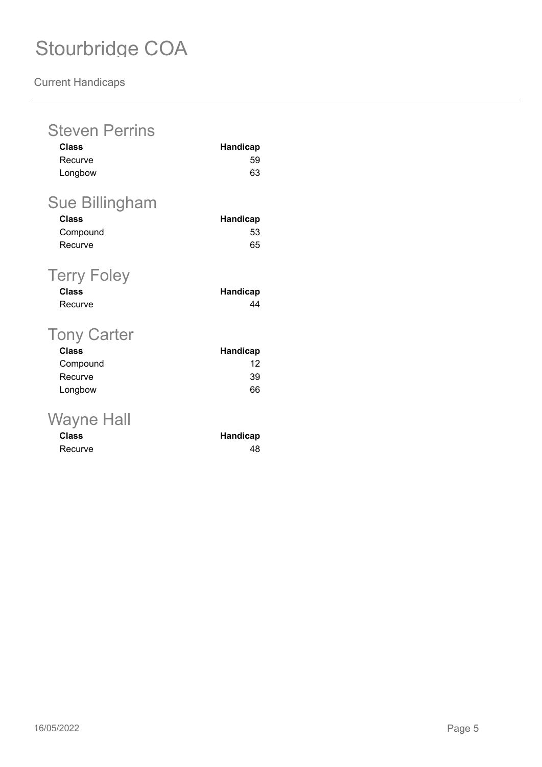# Stourbridge COA

Current Handicaps

## Steven Perrins

| Class | Handicap |
|---|---|
| Recurve | 59 |
| Longbow | 63 |

## Sue Billingham

| Class | Handicap |
|---|---|
| Compound | 53 |
| Recurve | 65 |

## Terry Foley

| Class | Handicap |
|---|---|
| Recurve | 44 |

## Tony Carter

| Class | Handicap |
|---|---|
| Compound | 12 |
| Recurve | 39 |
| Longbow | 66 |

## Wayne Hall

| Class | Handicap |
|---|---|
| Recurve | 48 |

16/05/2022